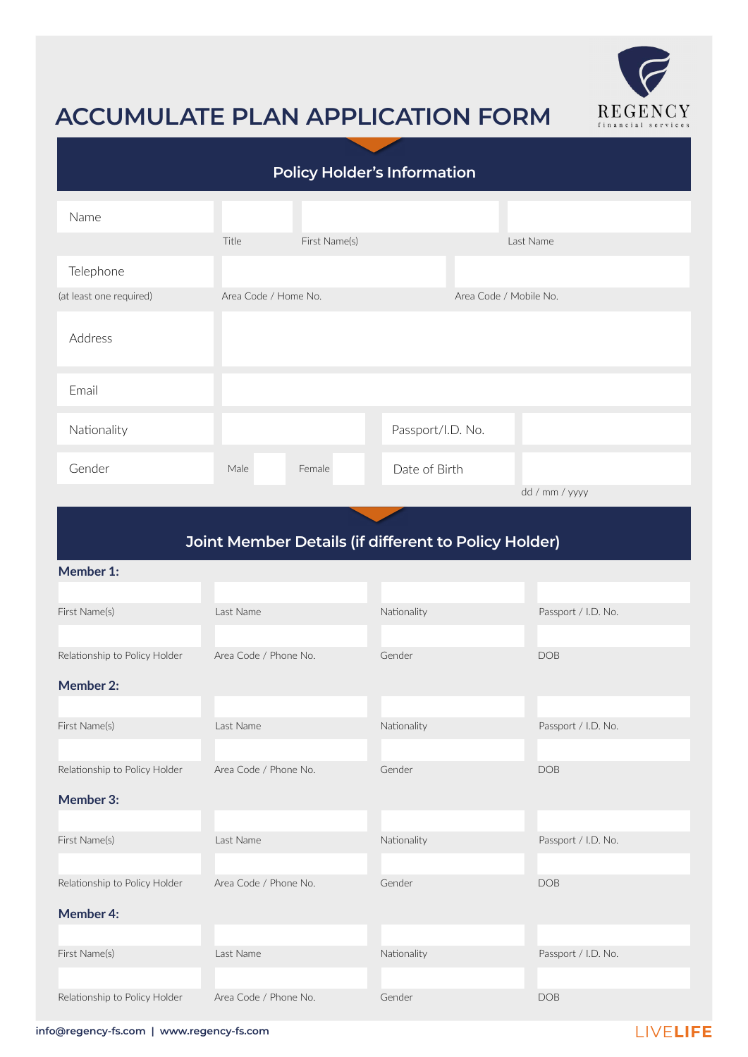# ACCUMULATE PLAN APPLICATION FORM

REGENCY
financial services

## Policy Holder's Information

| | | | |
|---|---|---|---|
| Name | Title | First Name(s) | Last Name |
| Telephone (at least one required) | Area Code / Home No. | | Area Code / Mobile No. |
| Address | | | |
| Email | | | |
| Nationality | | Passport/I.D. No. | |
| Gender | Male / Female | Date of Birth | dd / mm / yyyy |

## Joint Member Details (if different to Policy Holder)

**Member 1:**

| | | | |
|---|---|---|---|
| First Name(s) | Last Name | Nationality | Passport / I.D. No. |
| Relationship to Policy Holder | Area Code / Phone No. | Gender | DOB |

**Member 2:**

| | | | |
|---|---|---|---|
| First Name(s) | Last Name | Nationality | Passport / I.D. No. |
| Relationship to Policy Holder | Area Code / Phone No. | Gender | DOB |

**Member 3:**

| | | | |
|---|---|---|---|
| First Name(s) | Last Name | Nationality | Passport / I.D. No. |
| Relationship to Policy Holder | Area Code / Phone No. | Gender | DOB |

**Member 4:**

| | | | |
|---|---|---|---|
| First Name(s) | Last Name | Nationality | Passport / I.D. No. |
| Relationship to Policy Holder | Area Code / Phone No. | Gender | DOB |

info@regency-fs.com | www.regency-fs.com

LIVELIFE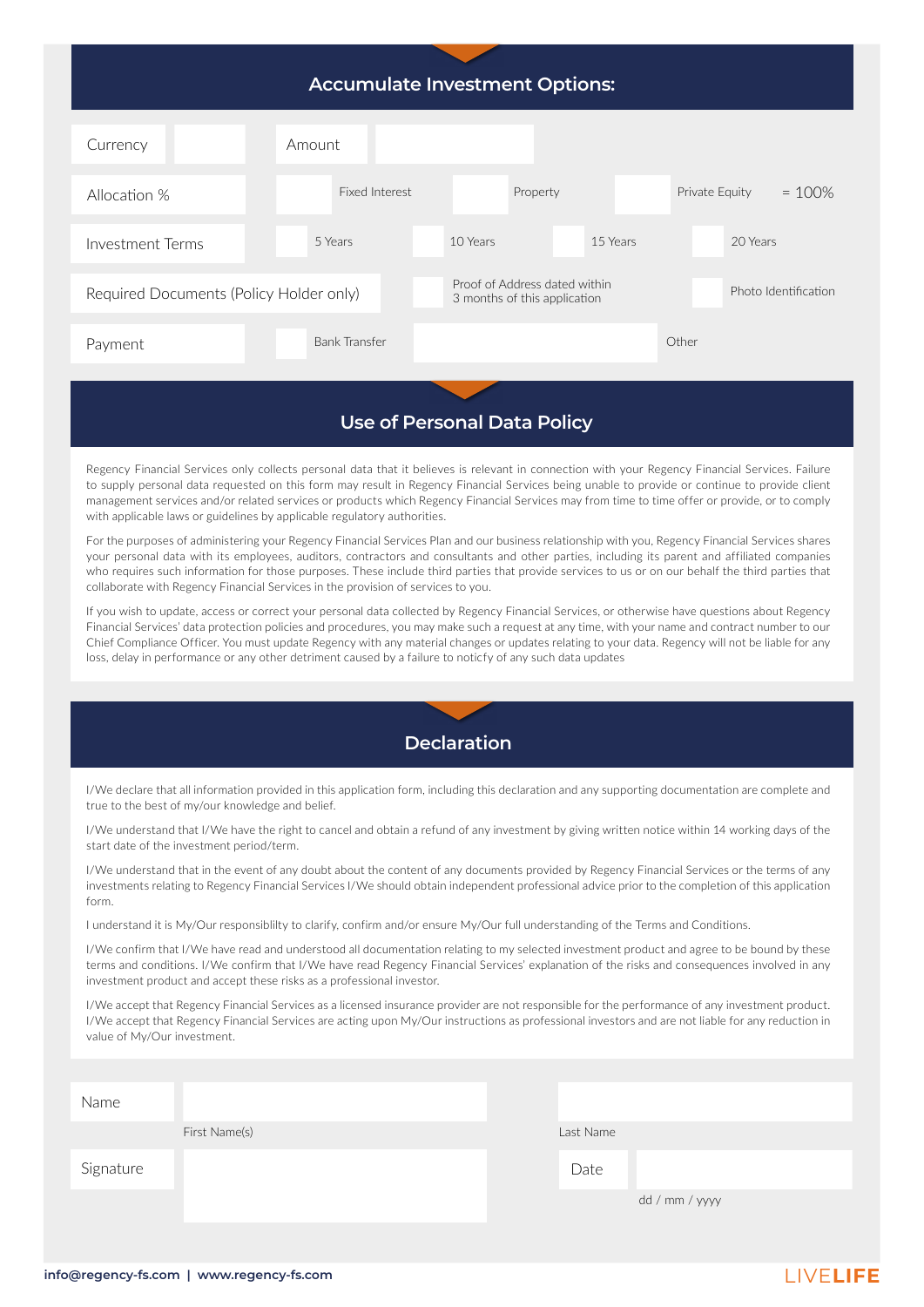## Accumulate Investment Options:

| | | | | | | | | |
|---|---|---|---|---|---|---|---|---|
| Currency | | Amount | | | | | | |
| Allocation % | | Fixed Interest | | Property | | Private Equity | = 100% | |
| Investment Terms | | 5 Years | | 10 Years | | 15 Years | | 20 Years |
| Required Documents (Policy Holder only) | | Proof of Address dated within 3 months of this application | | Photo Identification | | | | |
| Payment | | Bank Transfer | | Other | | | | |

## Use of Personal Data Policy

Regency Financial Services only collects personal data that it believes is relevant in connection with your Regency Financial Services. Failure to supply personal data requested on this form may result in Regency Financial Services being unable to provide or continue to provide client management services and/or related services or products which Regency Financial Services may from time to time offer or provide, or to comply with applicable laws or guidelines by applicable regulatory authorities.

For the purposes of administering your Regency Financial Services Plan and our business relationship with you, Regency Financial Services shares your personal data with its employees, auditors, contractors and consultants and other parties, including its parent and affiliated companies who requires such information for those purposes. These include third parties that provide services to us or on our behalf the third parties that collaborate with Regency Financial Services in the provision of services to you.

If you wish to update, access or correct your personal data collected by Regency Financial Services, or otherwise have questions about Regency Financial Services' data protection policies and procedures, you may make such a request at any time, with your name and contract number to our Chief Compliance Officer. You must update Regency with any material changes or updates relating to your data. Regency will not be liable for any loss, delay in performance or any other detriment caused by a failure to noticfy of any such data updates

## Declaration

I/We declare that all information provided in this application form, including this declaration and any supporting documentation are complete and true to the best of my/our knowledge and belief.

I/We understand that I/We have the right to cancel and obtain a refund of any investment by giving written notice within 14 working days of the start date of the investment period/term.

I/We understand that in the event of any doubt about the content of any documents provided by Regency Financial Services or the terms of any investments relating to Regency Financial Services I/We should obtain independent professional advice prior to the completion of this application form.

I understand it is My/Our responsiblilty to clarify, confirm and/or ensure My/Our full understanding of the Terms and Conditions.

I/We confirm that I/We have read and understood all documentation relating to my selected investment product and agree to be bound by these terms and conditions. I/We confirm that I/We have read Regency Financial Services' explanation of the risks and consequences involved in any investment product and accept these risks as a professional investor.

I/We accept that Regency Financial Services as a licensed insurance provider are not responsible for the performance of any investment product. I/We accept that Regency Financial Services are acting upon My/Our instructions as professional investors and are not liable for any reduction in value of My/Our investment.

| | | | | |
|---|---|---|---|---|
| Name | First Name(s) | | Last Name | |
| Signature | | Date | | dd / mm / yyyy |

**info@regency-fs.com | www.regency-fs.com**

LIVE**LIFE**